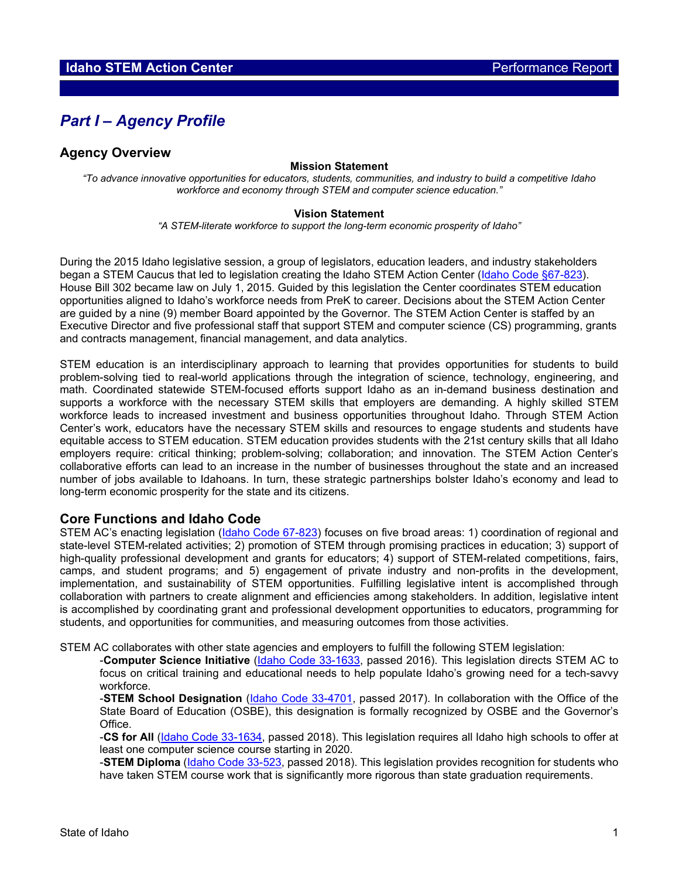# Part I – Agency Profile

## Agency Overview

**Mission Statement**

*"To advance innovative opportunities for educators, students, communities, and industry to build a competitive Idaho workforce and economy through STEM and computer science education."*

**Vision Statement**

*"A STEM-literate workforce to support the long-term economic prosperity of Idaho"*

During the 2015 Idaho legislative session, a group of legislators, education leaders, and industry stakeholders began a STEM Caucus that led to legislation creating the Idaho STEM Action Center (Idaho Code §67-823). House Bill 302 became law on July 1, 2015. Guided by this legislation the Center coordinates STEM education opportunities aligned to Idaho's workforce needs from PreK to career. Decisions about the STEM Action Center are guided by a nine (9) member Board appointed by the Governor. The STEM Action Center is staffed by an Executive Director and five professional staff that support STEM and computer science (CS) programming, grants and contracts management, financial management, and data analytics.

STEM education is an interdisciplinary approach to learning that provides opportunities for students to build problem-solving tied to real-world applications through the integration of science, technology, engineering, and math. Coordinated statewide STEM-focused efforts support Idaho as an in-demand business destination and supports a workforce with the necessary STEM skills that employers are demanding. A highly skilled STEM workforce leads to increased investment and business opportunities throughout Idaho. Through STEM Action Center's work, educators have the necessary STEM skills and resources to engage students and students have equitable access to STEM education. STEM education provides students with the 21st century skills that all Idaho employers require: critical thinking; problem-solving; collaboration; and innovation. The STEM Action Center's collaborative efforts can lead to an increase in the number of businesses throughout the state and an increased number of jobs available to Idahoans. In turn, these strategic partnerships bolster Idaho's economy and lead to long-term economic prosperity for the state and its citizens.

## Core Functions and Idaho Code

STEM AC's enacting legislation (Idaho Code 67-823) focuses on five broad areas: 1) coordination of regional and state-level STEM-related activities; 2) promotion of STEM through promising practices in education; 3) support of high-quality professional development and grants for educators; 4) support of STEM-related competitions, fairs, camps, and student programs; and 5) engagement of private industry and non-profits in the development, implementation, and sustainability of STEM opportunities. Fulfilling legislative intent is accomplished through collaboration with partners to create alignment and efficiencies among stakeholders. In addition, legislative intent is accomplished by coordinating grant and professional development opportunities to educators, programming for students, and opportunities for communities, and measuring outcomes from those activities.

STEM AC collaborates with other state agencies and employers to fulfill the following STEM legislation:

-**Computer Science Initiative** (Idaho Code 33-1633, passed 2016). This legislation directs STEM AC to focus on critical training and educational needs to help populate Idaho's growing need for a tech-savvy workforce.

-**STEM School Designation** (Idaho Code 33-4701, passed 2017). In collaboration with the Office of the State Board of Education (OSBE), this designation is formally recognized by OSBE and the Governor's Office.

-**CS for All** (Idaho Code 33-1634, passed 2018). This legislation requires all Idaho high schools to offer at least one computer science course starting in 2020.

-**STEM Diploma** (Idaho Code 33-523, passed 2018). This legislation provides recognition for students who have taken STEM course work that is significantly more rigorous than state graduation requirements.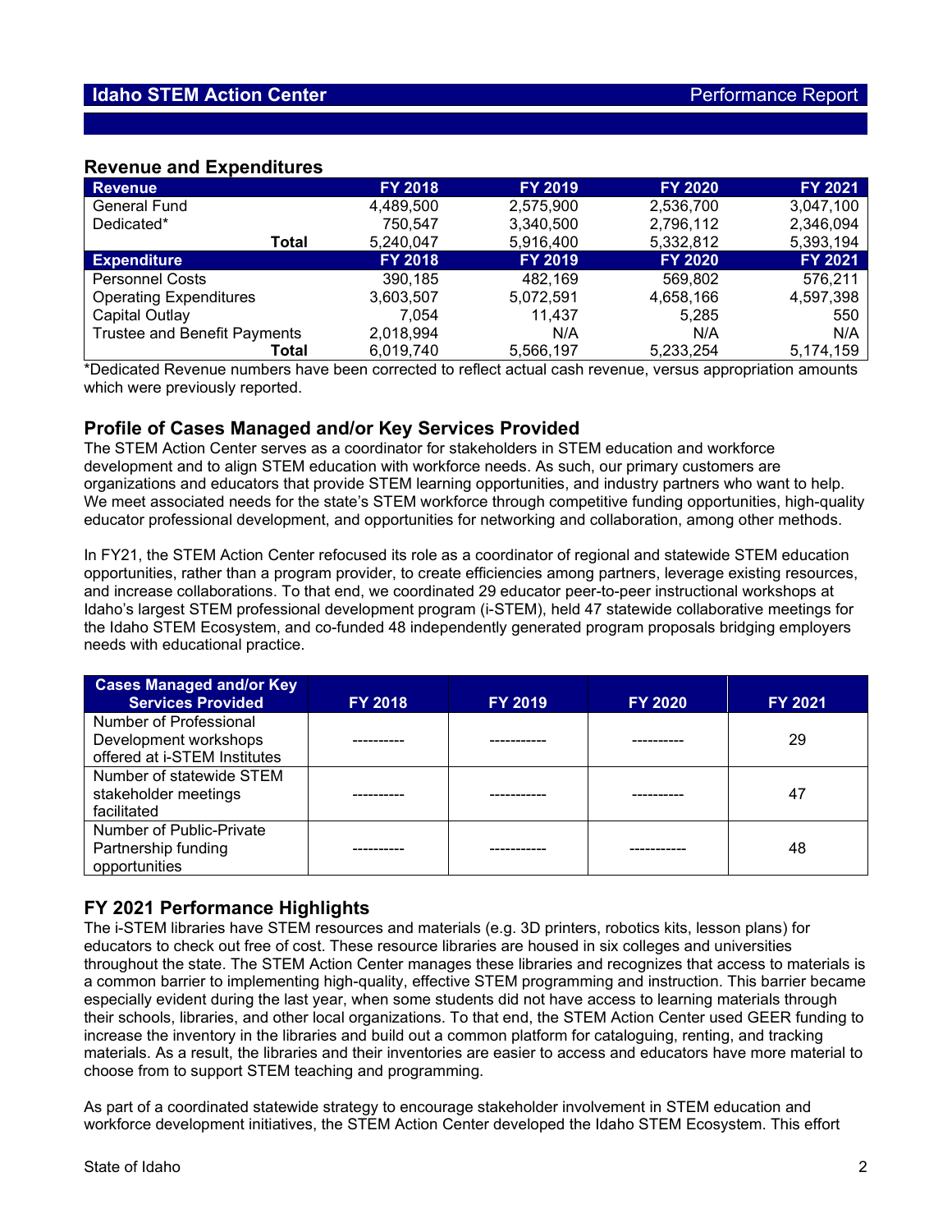## Revenue and Expenditures

| Revenue | FY 2018 | FY 2019 | FY 2020 | FY 2021 |
|---|---|---|---|---|
| General Fund | 4,489,500 | 2,575,900 | 2,536,700 | 3,047,100 |
| Dedicated* | 750,547 | 3,340,500 | 2,796,112 | 2,346,094 |
| **Total** | 5,240,047 | 5,916,400 | 5,332,812 | 5,393,194 |
| **Expenditure** | **FY 2018** | **FY 2019** | **FY 2020** | **FY 2021** |
| Personnel Costs | 390,185 | 482,169 | 569,802 | 576,211 |
| Operating Expenditures | 3,603,507 | 5,072,591 | 4,658,166 | 4,597,398 |
| Capital Outlay | 7,054 | 11,437 | 5,285 | 550 |
| Trustee and Benefit Payments | 2,018,994 | N/A | N/A | N/A |
| **Total** | 6,019,740 | 5,566,197 | 5,233,254 | 5,174,159 |

*Dedicated Revenue numbers have been corrected to reflect actual cash revenue, versus appropriation amounts which were previously reported.

## Profile of Cases Managed and/or Key Services Provided

The STEM Action Center serves as a coordinator for stakeholders in STEM education and workforce development and to align STEM education with workforce needs. As such, our primary customers are organizations and educators that provide STEM learning opportunities, and industry partners who want to help. We meet associated needs for the state's STEM workforce through competitive funding opportunities, high-quality educator professional development, and opportunities for networking and collaboration, among other methods.

In FY21, the STEM Action Center refocused its role as a coordinator of regional and statewide STEM education opportunities, rather than a program provider, to create efficiencies among partners, leverage existing resources, and increase collaborations. To that end, we coordinated 29 educator peer-to-peer instructional workshops at Idaho's largest STEM professional development program (i-STEM), held 47 statewide collaborative meetings for the Idaho STEM Ecosystem, and co-funded 48 independently generated program proposals bridging employers needs with educational practice.

| Cases Managed and/or Key Services Provided | FY 2018 | FY 2019 | FY 2020 | FY 2021 |
|---|---|---|---|---|
| Number of Professional Development workshops offered at i-STEM Institutes | ---------- | ----------- | ---------- | 29 |
| Number of statewide STEM stakeholder meetings facilitated | ---------- | ----------- | ---------- | 47 |
| Number of Public-Private Partnership funding opportunities | ---------- | ----------- | ----------- | 48 |

## FY 2021 Performance Highlights

The i-STEM libraries have STEM resources and materials (e.g. 3D printers, robotics kits, lesson plans) for educators to check out free of cost. These resource libraries are housed in six colleges and universities throughout the state. The STEM Action Center manages these libraries and recognizes that access to materials is a common barrier to implementing high-quality, effective STEM programming and instruction. This barrier became especially evident during the last year, when some students did not have access to learning materials through their schools, libraries, and other local organizations. To that end, the STEM Action Center used GEER funding to increase the inventory in the libraries and build out a common platform for cataloguing, renting, and tracking materials. As a result, the libraries and their inventories are easier to access and educators have more material to choose from to support STEM teaching and programming.

As part of a coordinated statewide strategy to encourage stakeholder involvement in STEM education and workforce development initiatives, the STEM Action Center developed the Idaho STEM Ecosystem. This effort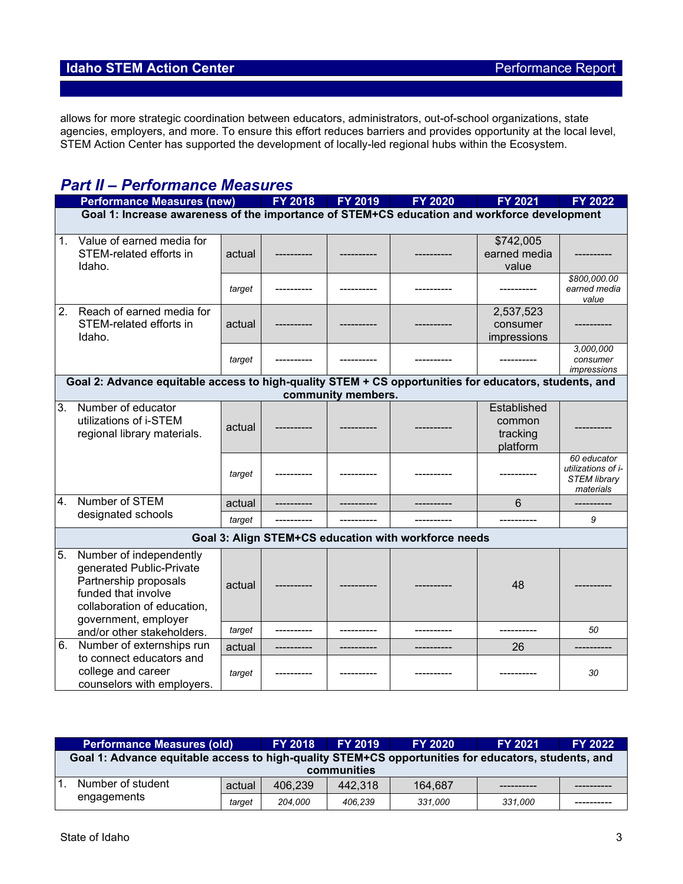allows for more strategic coordination between educators, administrators, out-of-school organizations, state agencies, employers, and more. To ensure this effort reduces barriers and provides opportunity at the local level, STEM Action Center has supported the development of locally-led regional hubs within the Ecosystem.

## *Part II – Performance Measures*

| Performance Measures (new) | | FY 2018 | FY 2019 | FY 2020 | FY 2021 | FY 2022 |
|---|---|---|---|---|---|---|
| **Goal 1: Increase awareness of the importance of STEM+CS education and workforce development** | | | | | | |
| 1. Value of earned media for STEM-related efforts in Idaho. | actual | ---------- | ---------- | ---------- | $742,005 earned media value | ---------- |
| | *target* | ---------- | ---------- | ---------- | ---------- | *$800,000.00 earned media value* |
| 2. Reach of earned media for STEM-related efforts in Idaho. | actual | ---------- | ---------- | ---------- | 2,537,523 consumer impressions | ---------- |
| | *target* | ---------- | ---------- | ---------- | ---------- | *3,000,000 consumer impressions* |
| **Goal 2: Advance equitable access to high-quality STEM + CS opportunities for educators, students, and community members.** | | | | | | |
| 3. Number of educator utilizations of i-STEM regional library materials. | actual | ---------- | ---------- | ---------- | Established common tracking platform | ---------- |
| | *target* | ---------- | ---------- | ---------- | ---------- | *60 educator utilizations of i-STEM library materials* |
| 4. Number of STEM designated schools | actual | ---------- | ---------- | ---------- | 6 | ---------- |
| | *target* | ---------- | ---------- | ---------- | ---------- | *9* |
| **Goal 3: Align STEM+CS education with workforce needs** | | | | | | |
| 5. Number of independently generated Public-Private Partnership proposals funded that involve collaboration of education, government, employer and/or other stakeholders. | actual | ---------- | ---------- | ---------- | 48 | ---------- |
| | *target* | ---------- | ---------- | ---------- | ---------- | *50* |
| 6. Number of externships run to connect educators and college and career counselors with employers. | actual | ---------- | ---------- | ---------- | 26 | ---------- |
| | *target* | ---------- | ---------- | ---------- | ---------- | *30* |

| Performance Measures (old) | | FY 2018 | FY 2019 | FY 2020 | FY 2021 | FY 2022 |
|---|---|---|---|---|---|---|
| **Goal 1: Advance equitable access to high-quality STEM+CS opportunities for educators, students, and communities** | | | | | | |
| 1. Number of student engagements | actual | 406,239 | 442,318 | 164,687 | ---------- | ---------- |
| | *target* | *204,000* | *406,239* | *331,000* | *331,000* | ---------- |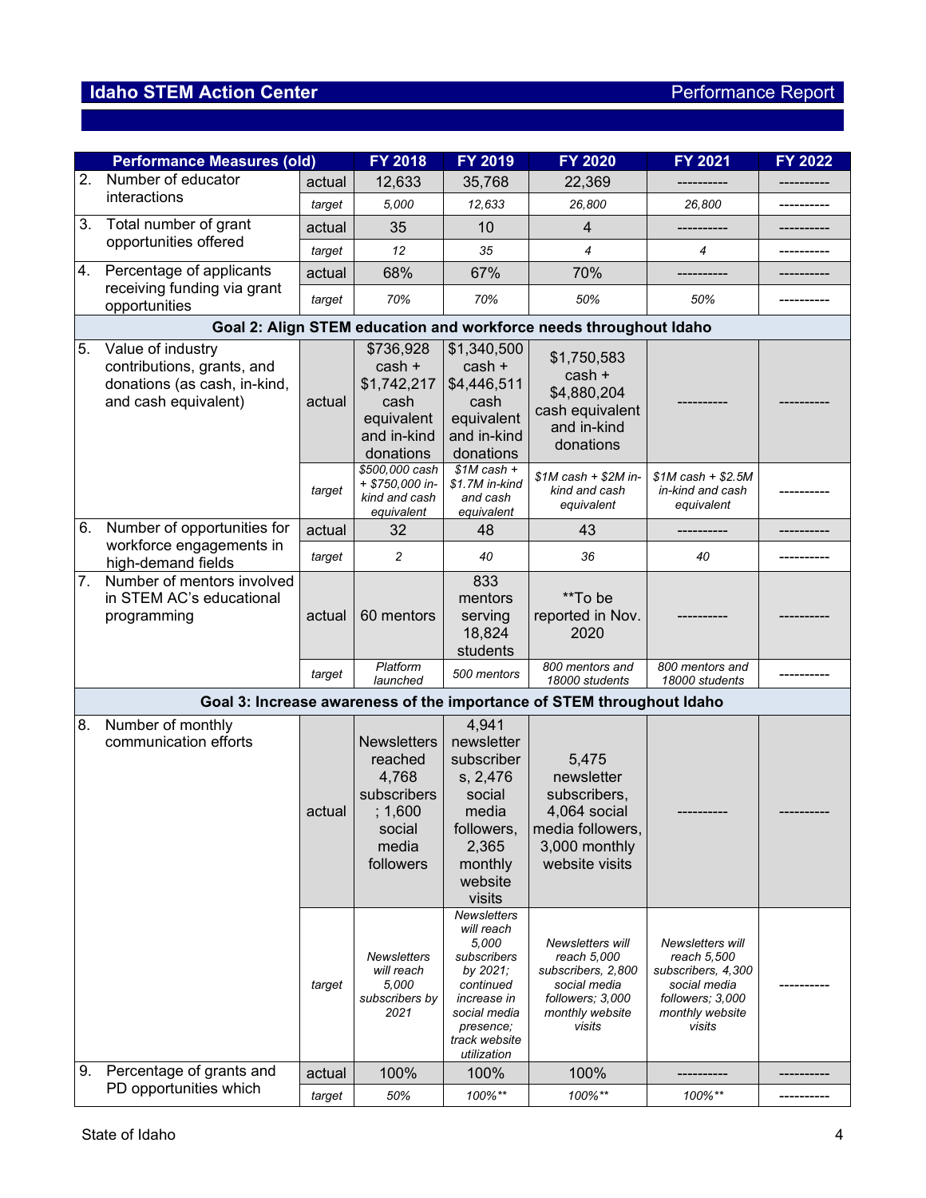| Performance Measures (old) | | FY 2018 | FY 2019 | FY 2020 | FY 2021 | FY 2022 |
|---|---|---|---|---|---|---|
| 2. Number of educator interactions | actual | 12,633 | 35,768 | 22,369 | ---------- | ---------- |
| | target | *5,000* | *12,633* | *26,800* | *26,800* | ---------- |
| 3. Total number of grant opportunities offered | actual | 35 | 10 | 4 | ---------- | ---------- |
| | target | *12* | *35* | *4* | *4* | ---------- |
| 4. Percentage of applicants receiving funding via grant opportunities | actual | 68% | 67% | 70% | ---------- | ---------- |
| | target | *70%* | *70%* | *50%* | *50%* | ---------- |
| **Goal 2: Align STEM education and workforce needs throughout Idaho** | | | | | | |
| 5. Value of industry contributions, grants, and donations (as cash, in-kind, and cash equivalent) | actual | $736,928 cash + $1,742,217 cash equivalent and in-kind donations | $1,340,500 cash + $4,446,511 cash equivalent and in-kind donations | $1,750,583 cash + $4,880,204 cash equivalent and in-kind donations | ---------- | ---------- |
| | target | *$500,000 cash + $750,000 in-kind and cash equivalent* | *$1M cash + $1.7M in-kind and cash equivalent* | *$1M cash + $2M in-kind and cash equivalent* | *$1M cash + $2.5M in-kind and cash equivalent* | ---------- |
| 6. Number of opportunities for workforce engagements in high-demand fields | actual | 32 | 48 | 43 | ---------- | ---------- |
| | target | *2* | *40* | *36* | *40* | ---------- |
| 7. Number of mentors involved in STEM AC's educational programming | actual | 60 mentors | 833 mentors serving 18,824 students | **To be reported in Nov. 2020 | ---------- | ---------- |
| | target | *Platform launched* | *500 mentors* | *800 mentors and 18000 students* | *800 mentors and 18000 students* | ---------- |
| **Goal 3: Increase awareness of the importance of STEM throughout Idaho** | | | | | | |
| 8. Number of monthly communication efforts | actual | Newsletters reached 4,768 subscribers; 1,600 social media followers | 4,941 newsletter subscribers, 2,476 social media followers, 2,365 monthly website visits | 5,475 newsletter subscribers, 4,064 social media followers, 3,000 monthly website visits | ---------- | ---------- |
| | target | *Newsletters will reach 5,000 subscribers by 2021* | *Newsletters will reach 5,000 subscribers by 2021; continued increase in social media presence; track website utilization* | *Newsletters will reach 5,000 subscribers, 2,800 social media followers; 3,000 monthly website visits* | *Newsletters will reach 5,500 subscribers, 4,300 social media followers; 3,000 monthly website visits* | ---------- |
| 9. Percentage of grants and PD opportunities which | actual | 100% | 100% | 100% | ---------- | ---------- |
| | target | *50%* | *100%*** | *100%*** | *100%*** | ---------- |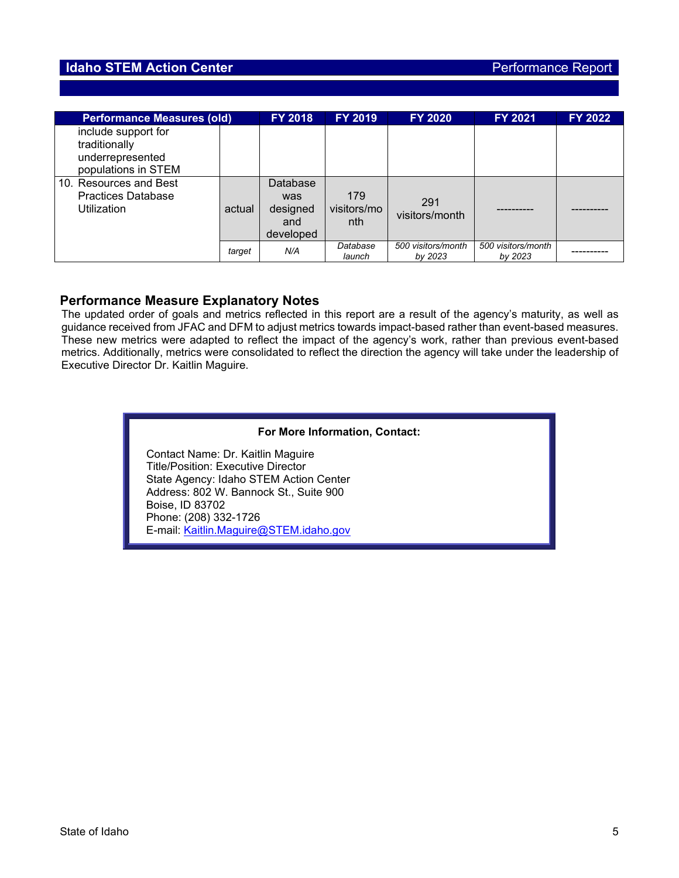| Performance Measures (old) | | FY 2018 | FY 2019 | FY 2020 | FY 2021 | FY 2022 |
|---|---|---|---|---|---|---|
| include support for traditionally underrepresented populations in STEM | | | | | | |
| 10. Resources and Best Practices Database Utilization | actual | Database was designed and developed | 179 visitors/month | 291 visitors/month | ---------- | ---------- |
| | *target* | *N/A* | *Database launch* | *500 visitors/month by 2023* | *500 visitors/month by 2023* | ---------- |

## Performance Measure Explanatory Notes

The updated order of goals and metrics reflected in this report are a result of the agency's maturity, as well as guidance received from JFAC and DFM to adjust metrics towards impact-based rather than event-based measures. These new metrics were adapted to reflect the impact of the agency's work, rather than previous event-based metrics. Additionally, metrics were consolidated to reflect the direction the agency will take under the leadership of Executive Director Dr. Kaitlin Maguire.

**For More Information, Contact:**

Contact Name: Dr. Kaitlin Maguire
Title/Position: Executive Director
State Agency: Idaho STEM Action Center
Address: 802 W. Bannock St., Suite 900
Boise, ID 83702
Phone: (208) 332-1726
E-mail: Kaitlin.Maguire@STEM.idaho.gov